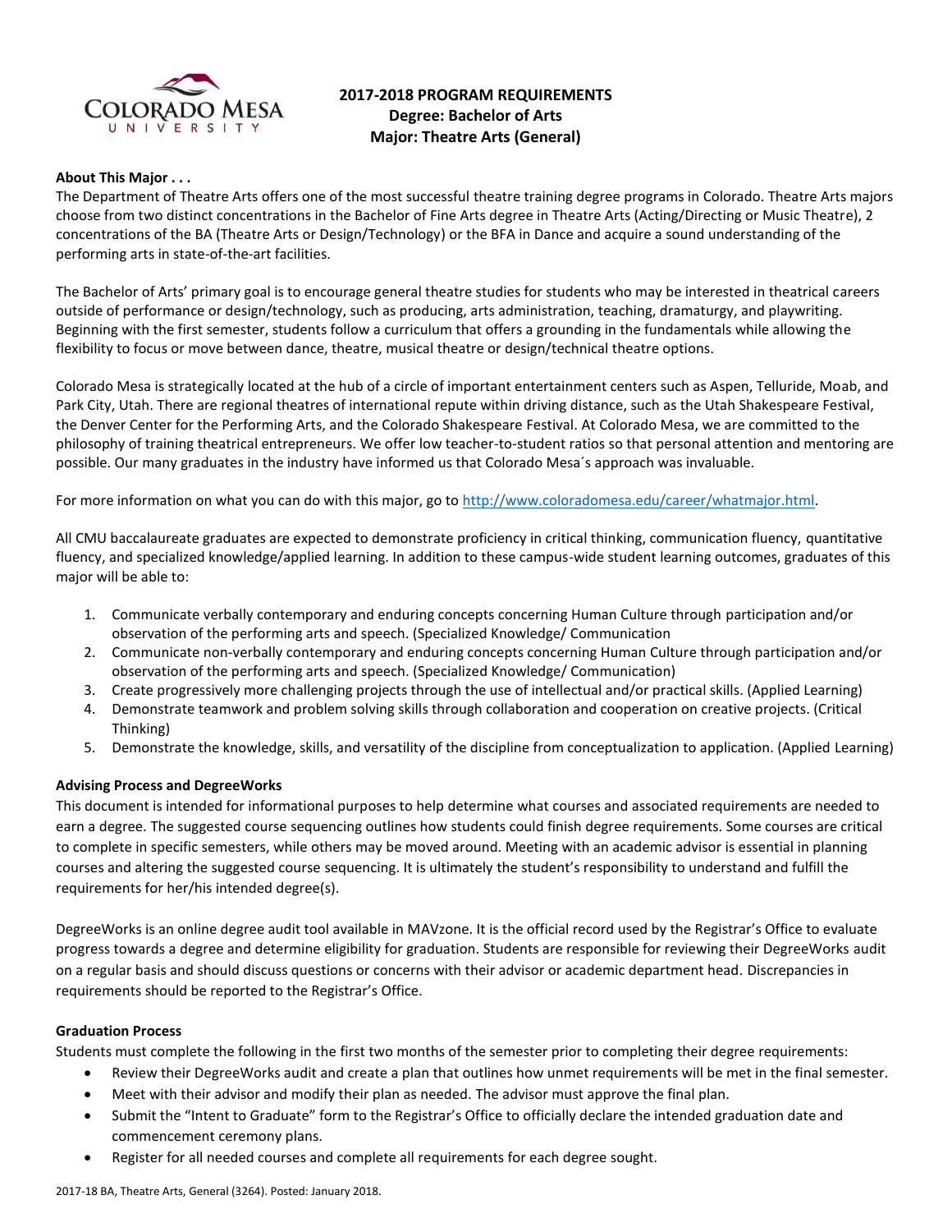# 2017-2018 PROGRAM REQUIREMENTS
## Degree: Bachelor of Arts
## Major: Theatre Arts (General)

**About This Major . . .**

The Department of Theatre Arts offers one of the most successful theatre training degree programs in Colorado. Theatre Arts majors choose from two distinct concentrations in the Bachelor of Fine Arts degree in Theatre Arts (Acting/Directing or Music Theatre), 2 concentrations of the BA (Theatre Arts or Design/Technology) or the BFA in Dance and acquire a sound understanding of the performing arts in state-of-the-art facilities.

The Bachelor of Arts' primary goal is to encourage general theatre studies for students who may be interested in theatrical careers outside of performance or design/technology, such as producing, arts administration, teaching, dramaturgy, and playwriting. Beginning with the first semester, students follow a curriculum that offers a grounding in the fundamentals while allowing the flexibility to focus or move between dance, theatre, musical theatre or design/technical theatre options.

Colorado Mesa is strategically located at the hub of a circle of important entertainment centers such as Aspen, Telluride, Moab, and Park City, Utah. There are regional theatres of international repute within driving distance, such as the Utah Shakespeare Festival, the Denver Center for the Performing Arts, and the Colorado Shakespeare Festival. At Colorado Mesa, we are committed to the philosophy of training theatrical entrepreneurs. We offer low teacher-to-student ratios so that personal attention and mentoring are possible. Our many graduates in the industry have informed us that Colorado Mesa´s approach was invaluable.

For more information on what you can do with this major, go to http://www.coloradomesa.edu/career/whatmajor.html.

All CMU baccalaureate graduates are expected to demonstrate proficiency in critical thinking, communication fluency, quantitative fluency, and specialized knowledge/applied learning. In addition to these campus-wide student learning outcomes, graduates of this major will be able to:

1. Communicate verbally contemporary and enduring concepts concerning Human Culture through participation and/or observation of the performing arts and speech. (Specialized Knowledge/ Communication
2. Communicate non-verbally contemporary and enduring concepts concerning Human Culture through participation and/or observation of the performing arts and speech. (Specialized Knowledge/ Communication)
3. Create progressively more challenging projects through the use of intellectual and/or practical skills. (Applied Learning)
4. Demonstrate teamwork and problem solving skills through collaboration and cooperation on creative projects. (Critical Thinking)
5. Demonstrate the knowledge, skills, and versatility of the discipline from conceptualization to application. (Applied Learning)

**Advising Process and DegreeWorks**

This document is intended for informational purposes to help determine what courses and associated requirements are needed to earn a degree. The suggested course sequencing outlines how students could finish degree requirements. Some courses are critical to complete in specific semesters, while others may be moved around. Meeting with an academic advisor is essential in planning courses and altering the suggested course sequencing. It is ultimately the student's responsibility to understand and fulfill the requirements for her/his intended degree(s).

DegreeWorks is an online degree audit tool available in MAVzone. It is the official record used by the Registrar's Office to evaluate progress towards a degree and determine eligibility for graduation. Students are responsible for reviewing their DegreeWorks audit on a regular basis and should discuss questions or concerns with their advisor or academic department head. Discrepancies in requirements should be reported to the Registrar's Office.

**Graduation Process**

Students must complete the following in the first two months of the semester prior to completing their degree requirements:

- Review their DegreeWorks audit and create a plan that outlines how unmet requirements will be met in the final semester.
- Meet with their advisor and modify their plan as needed. The advisor must approve the final plan.
- Submit the "Intent to Graduate" form to the Registrar's Office to officially declare the intended graduation date and commencement ceremony plans.
- Register for all needed courses and complete all requirements for each degree sought.

2017-18 BA, Theatre Arts, General (3264). Posted: January 2018.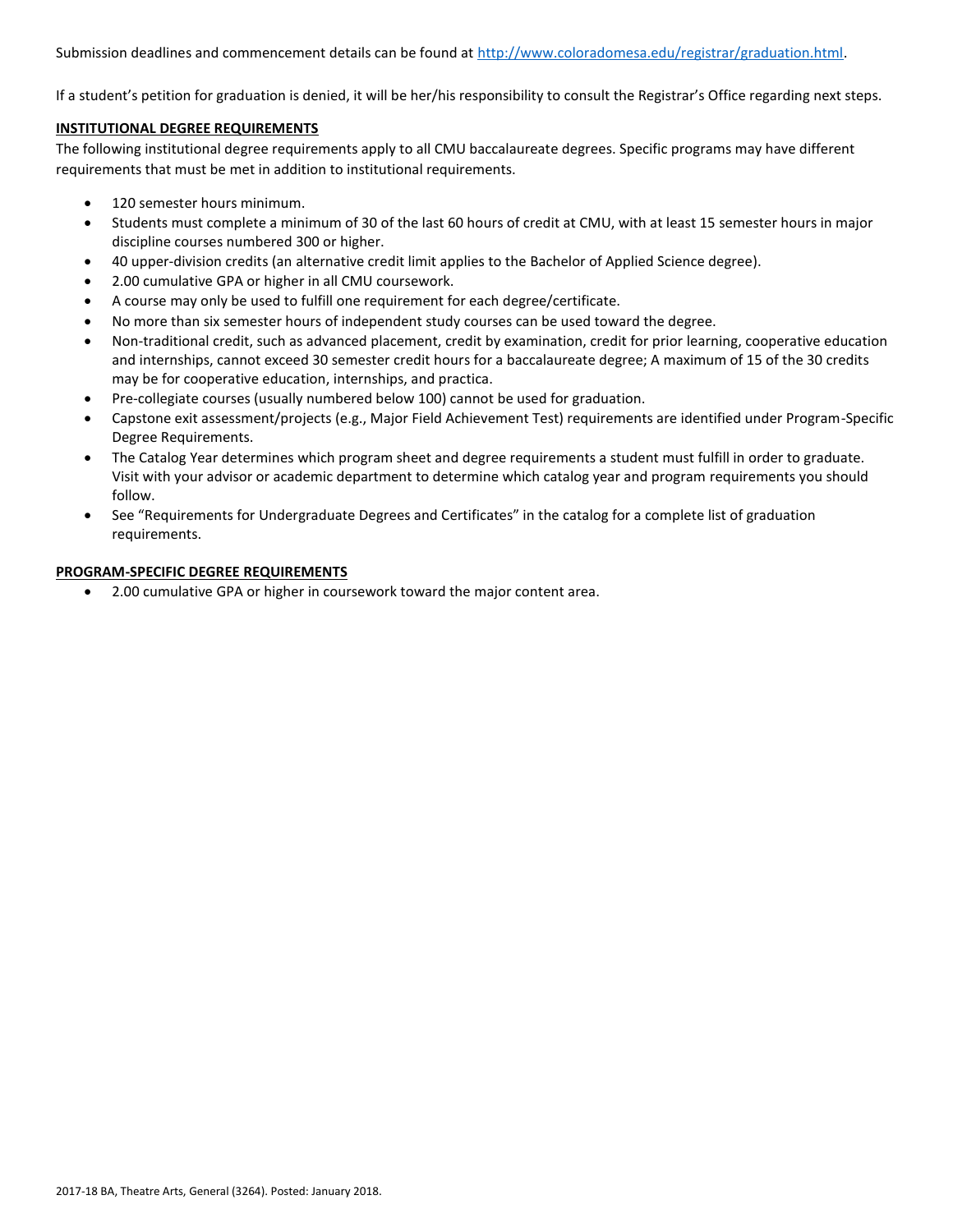Submission deadlines and commencement details can be found at http://www.coloradomesa.edu/registrar/graduation.html.

If a student's petition for graduation is denied, it will be her/his responsibility to consult the Registrar's Office regarding next steps.

**INSTITUTIONAL DEGREE REQUIREMENTS**

The following institutional degree requirements apply to all CMU baccalaureate degrees. Specific programs may have different requirements that must be met in addition to institutional requirements.

- 120 semester hours minimum.
- Students must complete a minimum of 30 of the last 60 hours of credit at CMU, with at least 15 semester hours in major discipline courses numbered 300 or higher.
- 40 upper-division credits (an alternative credit limit applies to the Bachelor of Applied Science degree).
- 2.00 cumulative GPA or higher in all CMU coursework.
- A course may only be used to fulfill one requirement for each degree/certificate.
- No more than six semester hours of independent study courses can be used toward the degree.
- Non-traditional credit, such as advanced placement, credit by examination, credit for prior learning, cooperative education and internships, cannot exceed 30 semester credit hours for a baccalaureate degree; A maximum of 15 of the 30 credits may be for cooperative education, internships, and practica.
- Pre-collegiate courses (usually numbered below 100) cannot be used for graduation.
- Capstone exit assessment/projects (e.g., Major Field Achievement Test) requirements are identified under Program-Specific Degree Requirements.
- The Catalog Year determines which program sheet and degree requirements a student must fulfill in order to graduate. Visit with your advisor or academic department to determine which catalog year and program requirements you should follow.
- See "Requirements for Undergraduate Degrees and Certificates" in the catalog for a complete list of graduation requirements.

**PROGRAM-SPECIFIC DEGREE REQUIREMENTS**

- 2.00 cumulative GPA or higher in coursework toward the major content area.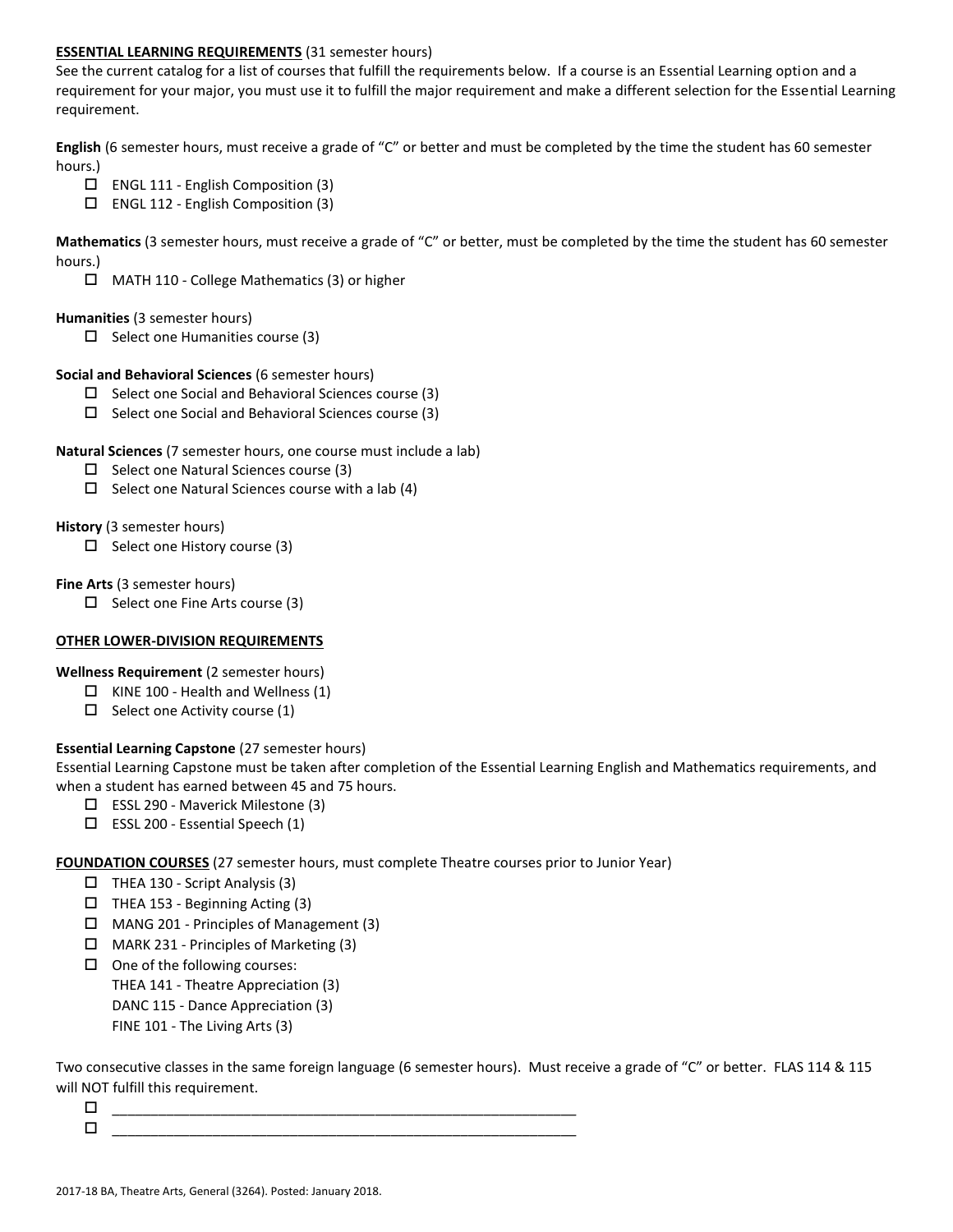**ESSENTIAL LEARNING REQUIREMENTS** (31 semester hours)

See the current catalog for a list of courses that fulfill the requirements below. If a course is an Essential Learning option and a requirement for your major, you must use it to fulfill the major requirement and make a different selection for the Essential Learning requirement.

**English** (6 semester hours, must receive a grade of "C" or better and must be completed by the time the student has 60 semester hours.)

- ☐ ENGL 111 - English Composition (3)
- ☐ ENGL 112 - English Composition (3)

**Mathematics** (3 semester hours, must receive a grade of "C" or better, must be completed by the time the student has 60 semester hours.)

- ☐ MATH 110 - College Mathematics (3) or higher

**Humanities** (3 semester hours)

- ☐ Select one Humanities course (3)

**Social and Behavioral Sciences** (6 semester hours)

- ☐ Select one Social and Behavioral Sciences course (3)
- ☐ Select one Social and Behavioral Sciences course (3)

**Natural Sciences** (7 semester hours, one course must include a lab)

- ☐ Select one Natural Sciences course (3)
- ☐ Select one Natural Sciences course with a lab (4)

**History** (3 semester hours)

- ☐ Select one History course (3)

**Fine Arts** (3 semester hours)

- ☐ Select one Fine Arts course (3)

**OTHER LOWER-DIVISION REQUIREMENTS**

**Wellness Requirement** (2 semester hours)

- ☐ KINE 100 - Health and Wellness (1)
- ☐ Select one Activity course (1)

**Essential Learning Capstone** (27 semester hours)

Essential Learning Capstone must be taken after completion of the Essential Learning English and Mathematics requirements, and when a student has earned between 45 and 75 hours.

- ☐ ESSL 290 - Maverick Milestone (3)
- ☐ ESSL 200 - Essential Speech (1)

**FOUNDATION COURSES** (27 semester hours, must complete Theatre courses prior to Junior Year)

- ☐ THEA 130 - Script Analysis (3)
- ☐ THEA 153 - Beginning Acting (3)
- ☐ MANG 201 - Principles of Management (3)
- ☐ MARK 231 - Principles of Marketing (3)
- ☐ One of the following courses:
  THEA 141 - Theatre Appreciation (3)
  DANC 115 - Dance Appreciation (3)
  FINE 101 - The Living Arts (3)

Two consecutive classes in the same foreign language (6 semester hours). Must receive a grade of "C" or better. FLAS 114 & 115 will NOT fulfill this requirement.

- ☐ ____________________________________________________________
- ☐ ____________________________________________________________

2017-18 BA, Theatre Arts, General (3264). Posted: January 2018.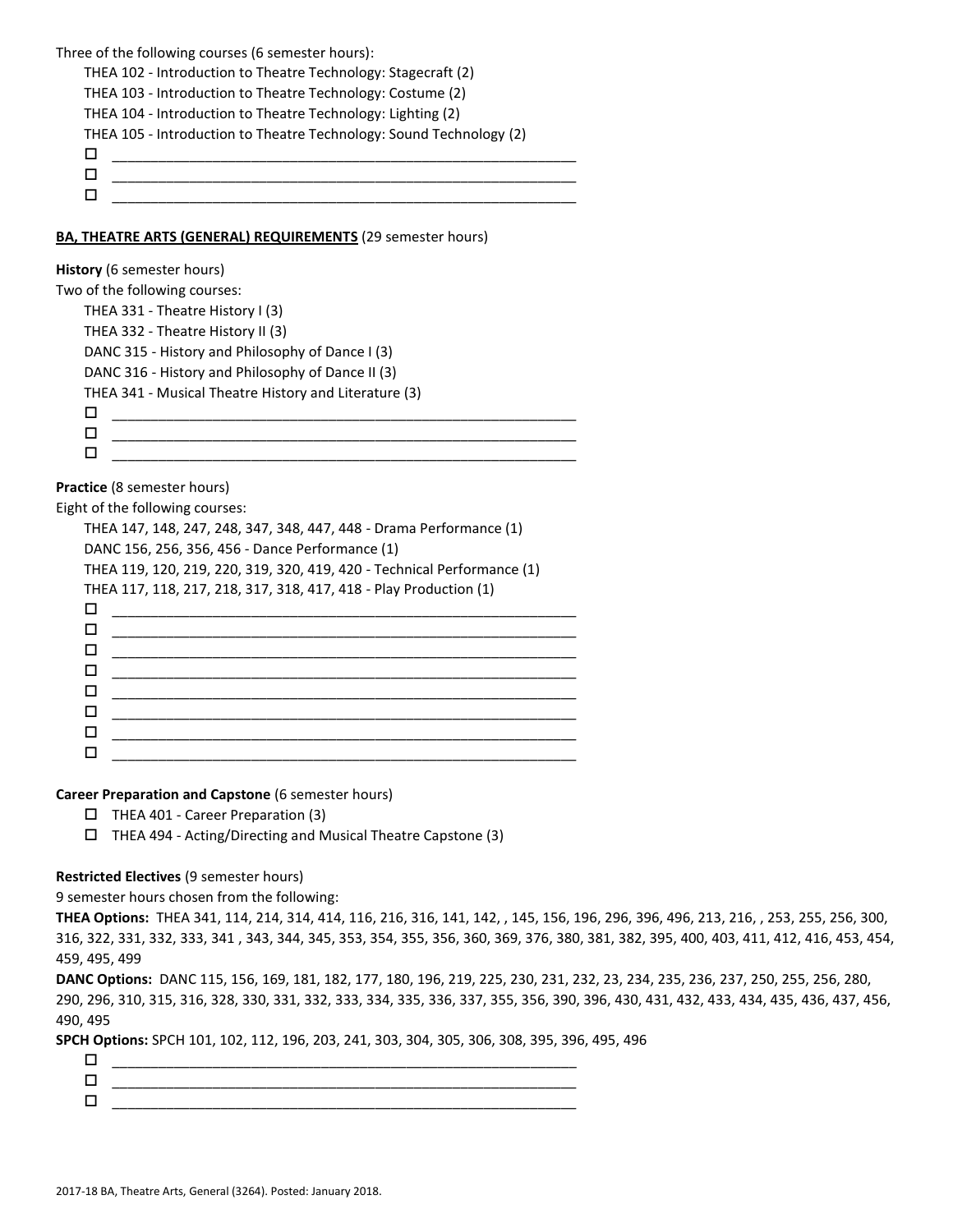Three of the following courses (6 semester hours):

THEA 102 - Introduction to Theatre Technology: Stagecraft (2)
THEA 103 - Introduction to Theatre Technology: Costume (2)
THEA 104 - Introduction to Theatre Technology: Lighting (2)
THEA 105 - Introduction to Theatre Technology: Sound Technology (2)

- ☐ ____________________________________________
- ☐ ____________________________________________
- ☐ ____________________________________________

**BA, THEATRE ARTS (GENERAL) REQUIREMENTS** (29 semester hours)

**History** (6 semester hours)
Two of the following courses:

THEA 331 - Theatre History I (3)
THEA 332 - Theatre History II (3)
DANC 315 - History and Philosophy of Dance I (3)
DANC 316 - History and Philosophy of Dance II (3)
THEA 341 - Musical Theatre History and Literature (3)

- ☐ ____________________________________________
- ☐ ____________________________________________
- ☐ ____________________________________________

**Practice** (8 semester hours)
Eight of the following courses:

THEA 147, 148, 247, 248, 347, 348, 447, 448 - Drama Performance (1)
DANC 156, 256, 356, 456 - Dance Performance (1)
THEA 119, 120, 219, 220, 319, 320, 419, 420 - Technical Performance (1)
THEA 117, 118, 217, 218, 317, 318, 417, 418 - Play Production (1)

- ☐ ____________________________________________
- ☐ ____________________________________________
- ☐ ____________________________________________
- ☐ ____________________________________________
- ☐ ____________________________________________
- ☐ ____________________________________________
- ☐ ____________________________________________
- ☐ ____________________________________________

**Career Preparation and Capstone** (6 semester hours)

- ☐ THEA 401 - Career Preparation (3)
- ☐ THEA 494 - Acting/Directing and Musical Theatre Capstone (3)

**Restricted Electives** (9 semester hours)
9 semester hours chosen from the following:

**THEA Options:** THEA 341, 114, 214, 314, 414, 116, 216, 316, 141, 142, , 145, 156, 196, 296, 396, 496, 213, 216, , 253, 255, 256, 300, 316, 322, 331, 332, 333, 341 , 343, 344, 345, 353, 354, 355, 356, 360, 369, 376, 380, 381, 382, 395, 400, 403, 411, 412, 416, 453, 454, 459, 495, 499

**DANC Options:** DANC 115, 156, 169, 181, 182, 177, 180, 196, 219, 225, 230, 231, 232, 23, 234, 235, 236, 237, 250, 255, 256, 280, 290, 296, 310, 315, 316, 328, 330, 331, 332, 333, 334, 335, 336, 337, 355, 356, 390, 396, 430, 431, 432, 433, 434, 435, 436, 437, 456, 490, 495

**SPCH Options:** SPCH 101, 102, 112, 196, 203, 241, 303, 304, 305, 306, 308, 395, 396, 495, 496

- ☐ ____________________________________________
- ☐ ____________________________________________
- ☐ ____________________________________________

2017-18 BA, Theatre Arts, General (3264). Posted: January 2018.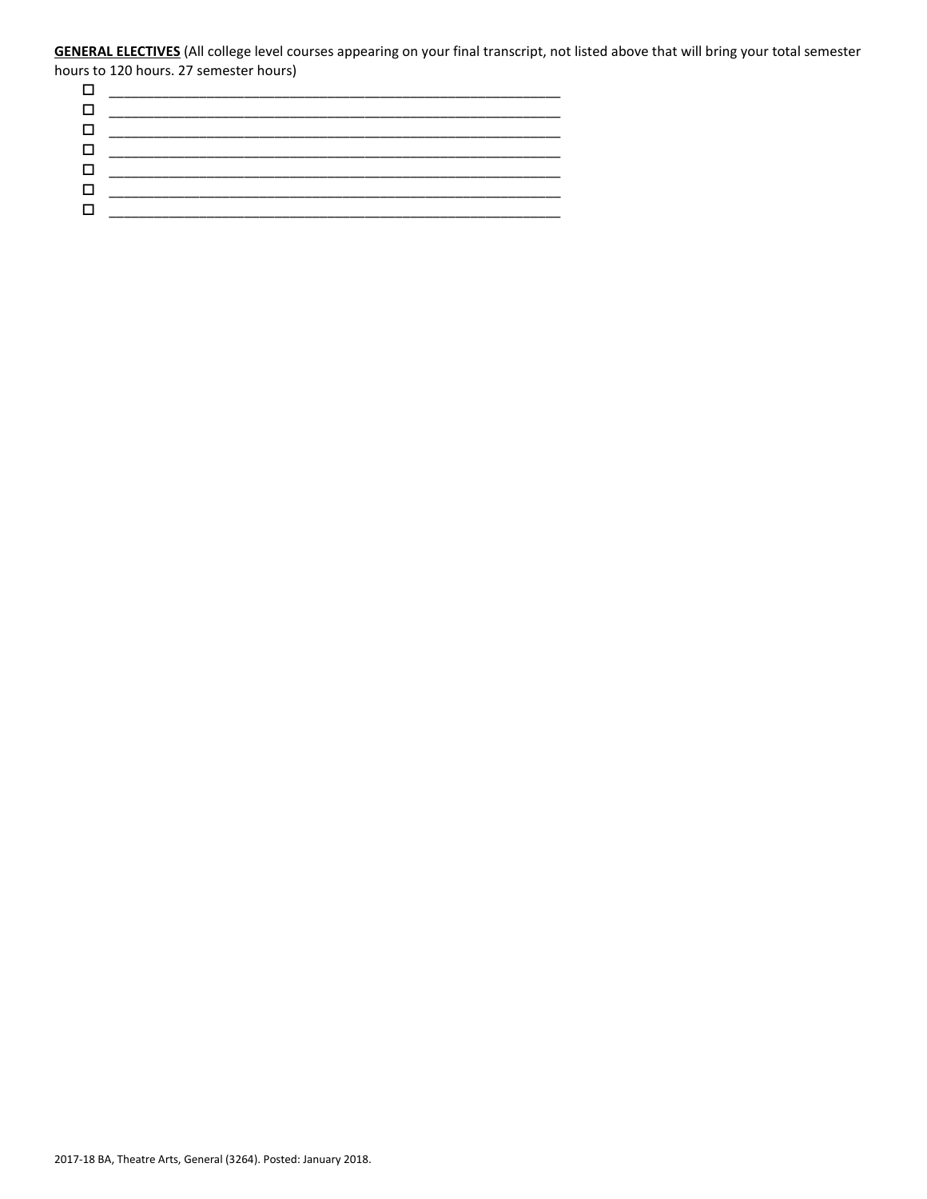**GENERAL ELECTIVES** (All college level courses appearing on your final transcript, not listed above that will bring your total semester hours to 120 hours. 27 semester hours)

- ☐ _______________________________________________________________
- ☐ _______________________________________________________________
- ☐ _______________________________________________________________
- ☐ _______________________________________________________________
- ☐ _______________________________________________________________
- ☐ _______________________________________________________________
- ☐ _______________________________________________________________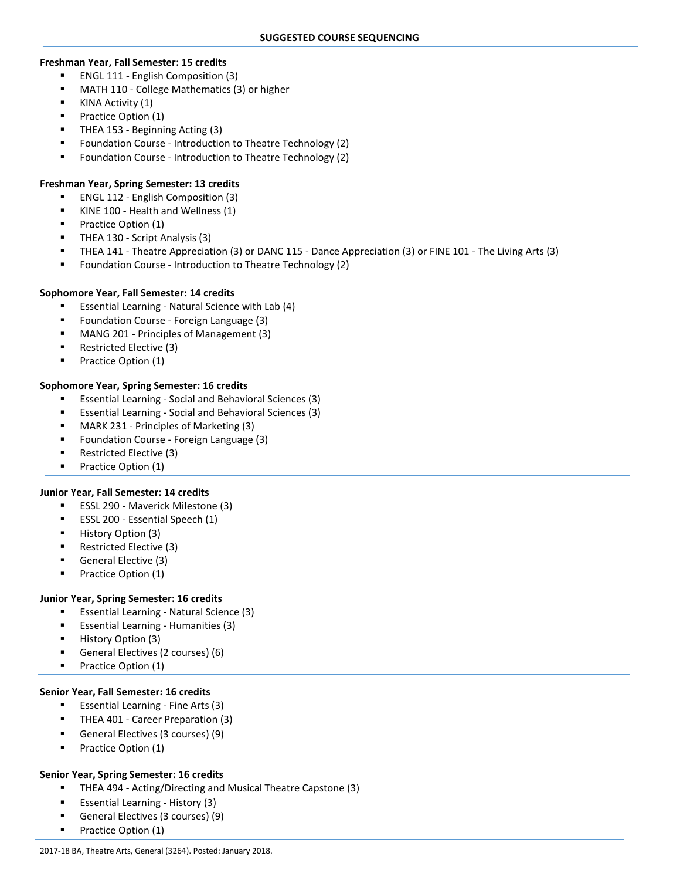## SUGGESTED COURSE SEQUENCING

**Freshman Year, Fall Semester: 15 credits**

- ENGL 111 - English Composition (3)
- MATH 110 - College Mathematics (3) or higher
- KINA Activity (1)
- Practice Option (1)
- THEA 153 - Beginning Acting (3)
- Foundation Course - Introduction to Theatre Technology (2)
- Foundation Course - Introduction to Theatre Technology (2)

**Freshman Year, Spring Semester: 13 credits**

- ENGL 112 - English Composition (3)
- KINE 100 - Health and Wellness (1)
- Practice Option (1)
- THEA 130 - Script Analysis (3)
- THEA 141 - Theatre Appreciation (3) or DANC 115 - Dance Appreciation (3) or FINE 101 - The Living Arts (3)
- Foundation Course - Introduction to Theatre Technology (2)

**Sophomore Year, Fall Semester: 14 credits**

- Essential Learning - Natural Science with Lab (4)
- Foundation Course - Foreign Language (3)
- MANG 201 - Principles of Management (3)
- Restricted Elective (3)
- Practice Option (1)

**Sophomore Year, Spring Semester: 16 credits**

- Essential Learning - Social and Behavioral Sciences (3)
- Essential Learning - Social and Behavioral Sciences (3)
- MARK 231 - Principles of Marketing (3)
- Foundation Course - Foreign Language (3)
- Restricted Elective (3)
- Practice Option (1)

**Junior Year, Fall Semester: 14 credits**

- ESSL 290 - Maverick Milestone (3)
- ESSL 200 - Essential Speech (1)
- History Option (3)
- Restricted Elective (3)
- General Elective (3)
- Practice Option (1)

**Junior Year, Spring Semester: 16 credits**

- Essential Learning - Natural Science (3)
- Essential Learning - Humanities (3)
- History Option (3)
- General Electives (2 courses) (6)
- Practice Option (1)

**Senior Year, Fall Semester: 16 credits**

- Essential Learning - Fine Arts (3)
- THEA 401 - Career Preparation (3)
- General Electives (3 courses) (9)
- Practice Option (1)

**Senior Year, Spring Semester: 16 credits**

- THEA 494 - Acting/Directing and Musical Theatre Capstone (3)
- Essential Learning - History (3)
- General Electives (3 courses) (9)
- Practice Option (1)

2017-18 BA, Theatre Arts, General (3264). Posted: January 2018.